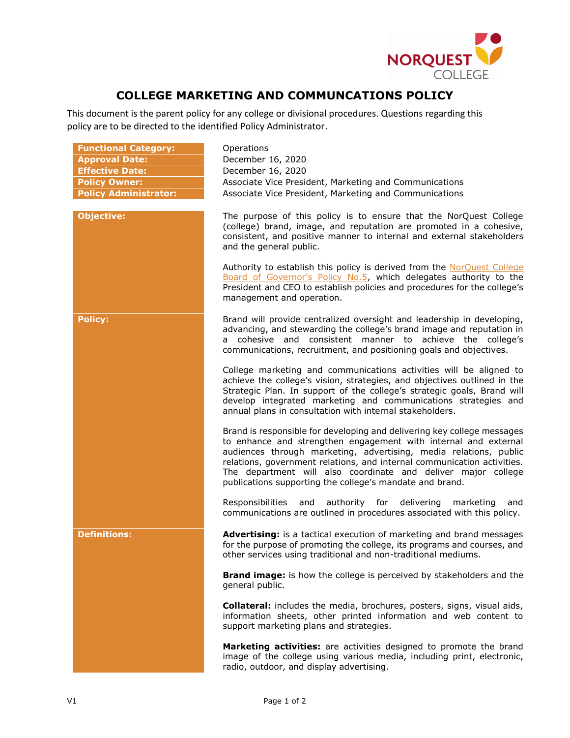# COLLEGE MARKETING AND COMMUNCATIONS POLICY

This document is the parent policy for any college or divisional procedures. Questions regarding this policy are to be directed to the identified Policy Administrator.

| | |
|---|---|
| **Functional Category:** | Operations |
| **Approval Date:** | December 16, 2020 |
| **Effective Date:** | December 16, 2020 |
| **Policy Owner:** | Associate Vice President, Marketing and Communications |
| **Policy Administrator:** | Associate Vice President, Marketing and Communications |

## Objective:

The purpose of this policy is to ensure that the NorQuest College (college) brand, image, and reputation are promoted in a cohesive, consistent, and positive manner to internal and external stakeholders and the general public.

Authority to establish this policy is derived from the NorQuest College Board of Governor's Policy No.5, which delegates authority to the President and CEO to establish policies and procedures for the college's management and operation.

## Policy:

Brand will provide centralized oversight and leadership in developing, advancing, and stewarding the college's brand image and reputation in a cohesive and consistent manner to achieve the college's communications, recruitment, and positioning goals and objectives.

College marketing and communications activities will be aligned to achieve the college's vision, strategies, and objectives outlined in the Strategic Plan. In support of the college's strategic goals, Brand will develop integrated marketing and communications strategies and annual plans in consultation with internal stakeholders.

Brand is responsible for developing and delivering key college messages to enhance and strengthen engagement with internal and external audiences through marketing, advertising, media relations, public relations, government relations, and internal communication activities. The department will also coordinate and deliver major college publications supporting the college's mandate and brand.

Responsibilities and authority for delivering marketing and communications are outlined in procedures associated with this policy.

## Definitions:

**Advertising:** is a tactical execution of marketing and brand messages for the purpose of promoting the college, its programs and courses, and other services using traditional and non-traditional mediums.

**Brand image:** is how the college is perceived by stakeholders and the general public.

**Collateral:** includes the media, brochures, posters, signs, visual aids, information sheets, other printed information and web content to support marketing plans and strategies.

**Marketing activities:** are activities designed to promote the brand image of the college using various media, including print, electronic, radio, outdoor, and display advertising.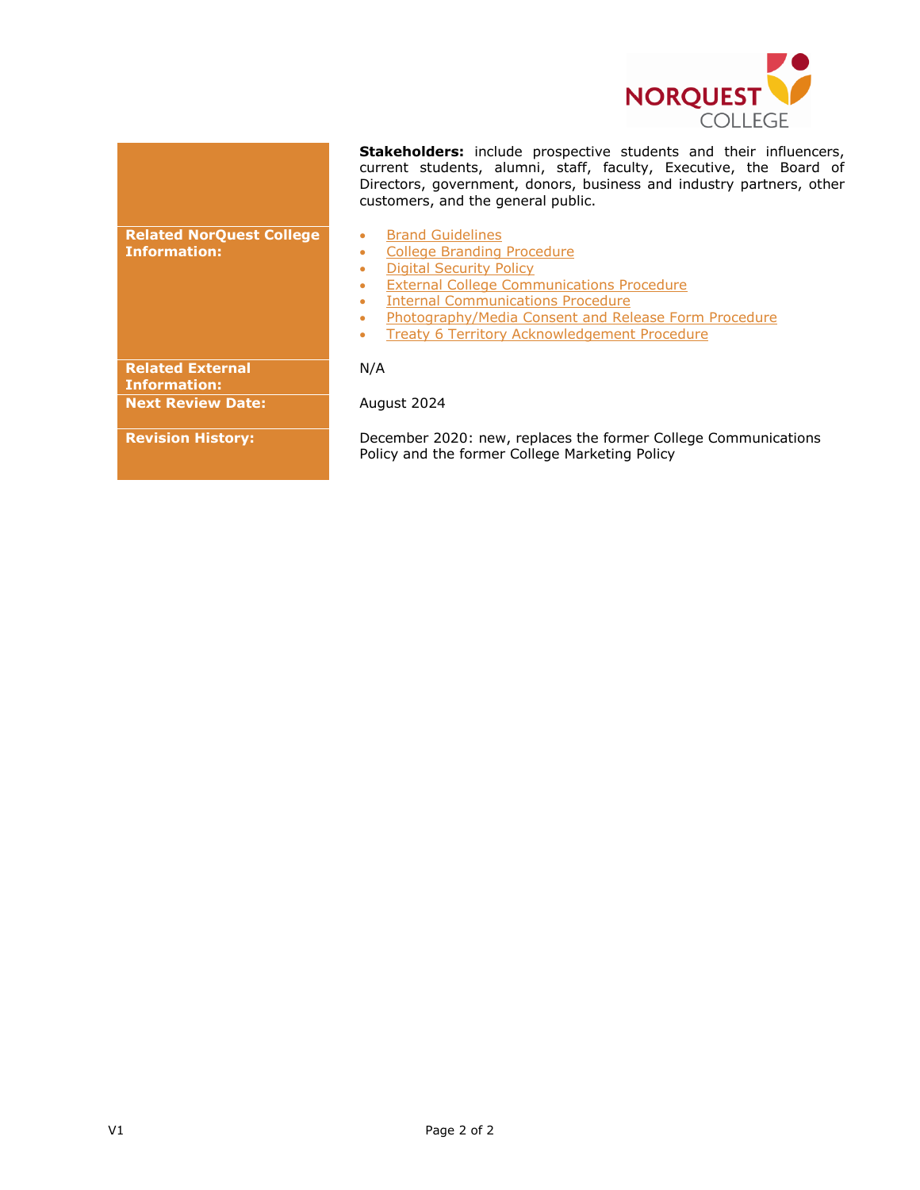| | |
|---|---|
| | **Stakeholders:** include prospective students and their influencers, current students, alumni, staff, faculty, Executive, the Board of Directors, government, donors, business and industry partners, other customers, and the general public. |
| **Related NorQuest College Information:** | • Brand Guidelines<br>• College Branding Procedure<br>• Digital Security Policy<br>• External College Communications Procedure<br>• Internal Communications Procedure<br>• Photography/Media Consent and Release Form Procedure<br>• Treaty 6 Territory Acknowledgement Procedure |
| **Related External Information:** | N/A |
| **Next Review Date:** | August 2024 |
| **Revision History:** | December 2020: new, replaces the former College Communications Policy and the former College Marketing Policy |

V1